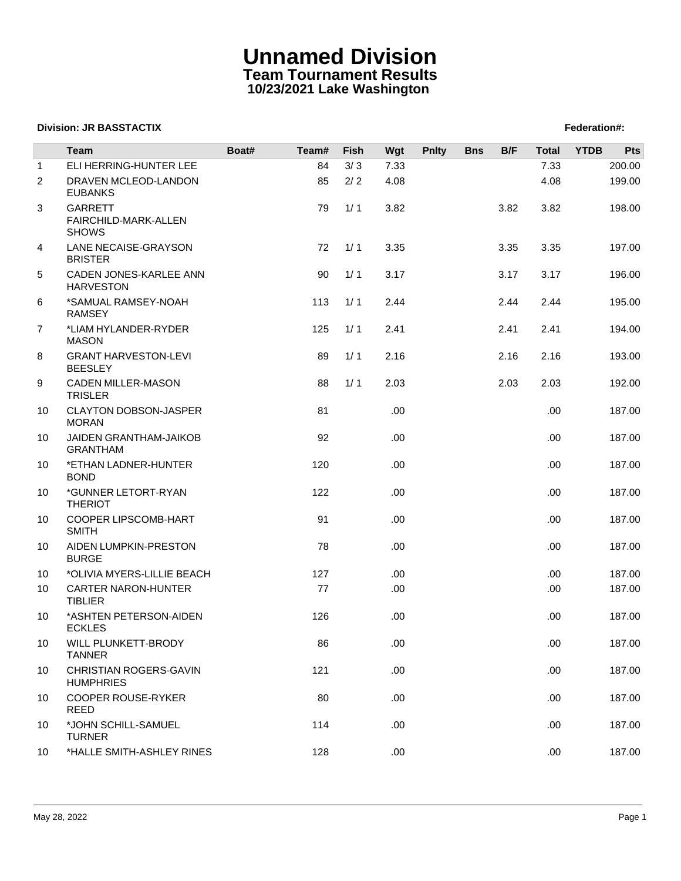# Unnamed Division

## Team Tournament Results

### 10/23/2021 Lake Washington

**Division: JR BASSTACTIX** **Federation#:**

| | Team | Boat# | Team# | Fish | Wgt | Pnlty | Bns | B/F | Total | YTDB | Pts |
|---|---|---|---|---|---|---|---|---|---|---|---|
| 1 | ELI HERRING-HUNTER LEE | | 84 | 3/ 3 | 7.33 | | | | 7.33 | | 200.00 |
| 2 | DRAVEN MCLEOD-LANDON EUBANKS | | 85 | 2/ 2 | 4.08 | | | | 4.08 | | 199.00 |
| 3 | GARRETT FAIRCHILD-MARK-ALLEN SHOWS | | 79 | 1/ 1 | 3.82 | | | 3.82 | 3.82 | | 198.00 |
| 4 | LANE NECAISE-GRAYSON BRISTER | | 72 | 1/ 1 | 3.35 | | | 3.35 | 3.35 | | 197.00 |
| 5 | CADEN JONES-KARLEE ANN HARVESTON | | 90 | 1/ 1 | 3.17 | | | 3.17 | 3.17 | | 196.00 |
| 6 | *SAMUAL RAMSEY-NOAH RAMSEY | | 113 | 1/ 1 | 2.44 | | | 2.44 | 2.44 | | 195.00 |
| 7 | *LIAM HYLANDER-RYDER MASON | | 125 | 1/ 1 | 2.41 | | | 2.41 | 2.41 | | 194.00 |
| 8 | GRANT HARVESTON-LEVI BEESLEY | | 89 | 1/ 1 | 2.16 | | | 2.16 | 2.16 | | 193.00 |
| 9 | CADEN MILLER-MASON TRISLER | | 88 | 1/ 1 | 2.03 | | | 2.03 | 2.03 | | 192.00 |
| 10 | CLAYTON DOBSON-JASPER MORAN | | 81 | | .00 | | | | .00 | | 187.00 |
| 10 | JAIDEN GRANTHAM-JAIKOB GRANTHAM | | 92 | | .00 | | | | .00 | | 187.00 |
| 10 | *ETHAN LADNER-HUNTER BOND | | 120 | | .00 | | | | .00 | | 187.00 |
| 10 | *GUNNER LETORT-RYAN THERIOT | | 122 | | .00 | | | | .00 | | 187.00 |
| 10 | COOPER LIPSCOMB-HART SMITH | | 91 | | .00 | | | | .00 | | 187.00 |
| 10 | AIDEN LUMPKIN-PRESTON BURGE | | 78 | | .00 | | | | .00 | | 187.00 |
| 10 | *OLIVIA MYERS-LILLIE BEACH | | 127 | | .00 | | | | .00 | | 187.00 |
| 10 | CARTER NARON-HUNTER TIBLIER | | 77 | | .00 | | | | .00 | | 187.00 |
| 10 | *ASHTEN PETERSON-AIDEN ECKLES | | 126 | | .00 | | | | .00 | | 187.00 |
| 10 | WILL PLUNKETT-BRODY TANNER | | 86 | | .00 | | | | .00 | | 187.00 |
| 10 | CHRISTIAN ROGERS-GAVIN HUMPHRIES | | 121 | | .00 | | | | .00 | | 187.00 |
| 10 | COOPER ROUSE-RYKER REED | | 80 | | .00 | | | | .00 | | 187.00 |
| 10 | *JOHN SCHILL-SAMUEL TURNER | | 114 | | .00 | | | | .00 | | 187.00 |
| 10 | *HALLE SMITH-ASHLEY RINES | | 128 | | .00 | | | | .00 | | 187.00 |

May 28, 2022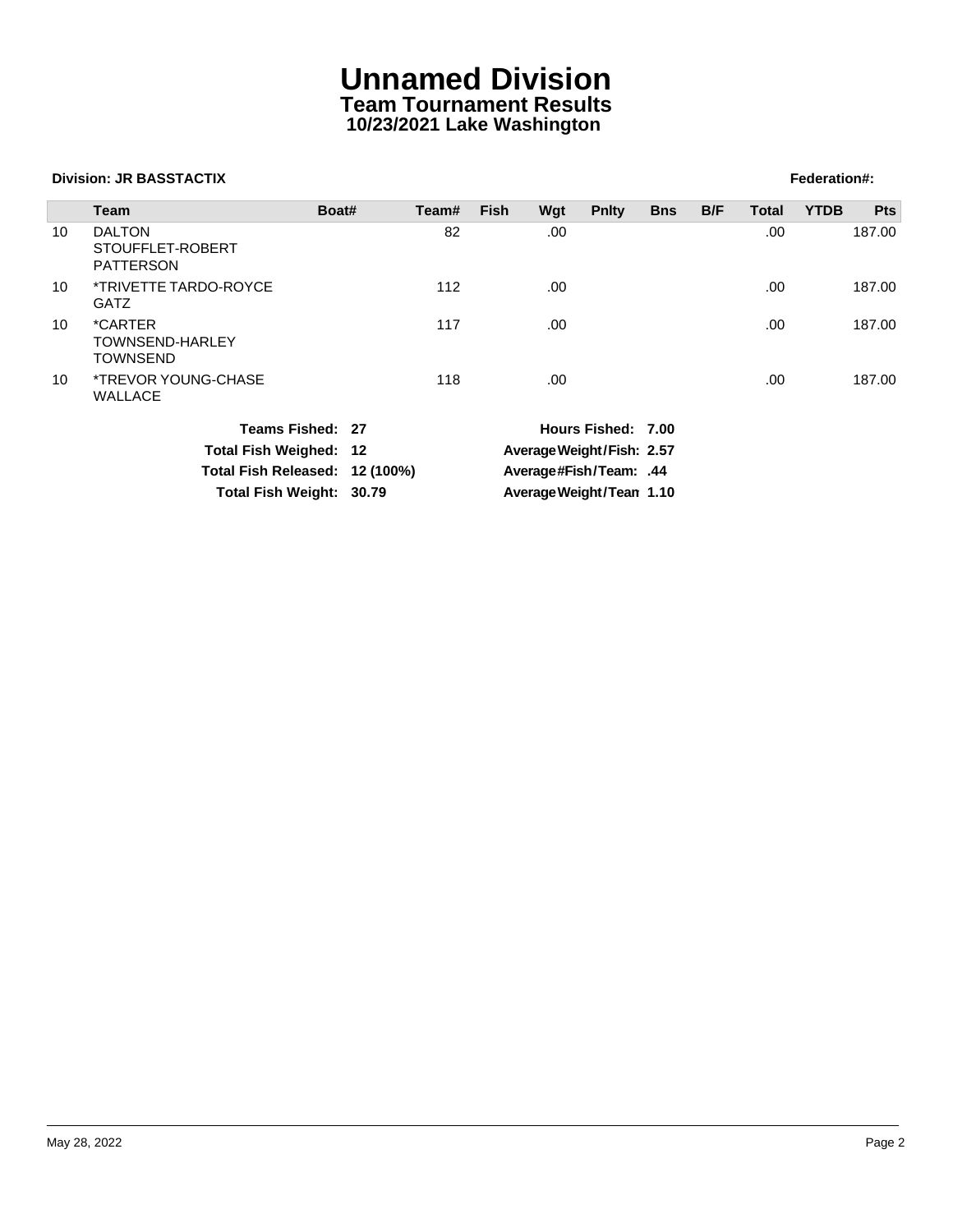# Unnamed Division
## Team Tournament Results
### 10/23/2021 Lake Washington

**Division: JR BASSTACTIX** **Federation#:**

| | Team | Boat# | Team# | Fish | Wgt | Pnlty | Bns | B/F | Total | YTDB | Pts |
|---|---|---|---|---|---|---|---|---|---|---|---|
| 10 | DALTON STOUFFLET-ROBERT PATTERSON | | 82 | | .00 | | | | .00 | | 187.00 |
| 10 | *TRIVETTE TARDO-ROYCE GATZ | | 112 | | .00 | | | | .00 | | 187.00 |
| 10 | *CARTER TOWNSEND-HARLEY TOWNSEND | | 117 | | .00 | | | | .00 | | 187.00 |
| 10 | *TREVOR YOUNG-CHASE WALLACE | | 118 | | .00 | | | | .00 | | 187.00 |

**Teams Fished: 27**

**Total Fish Weighed: 12**

**Total Fish Released: 12 (100%)**

**Total Fish Weight: 30.79**

**Hours Fished: 7.00**

**Average Weight/Fish: 2.57**

**Average #Fish/Team: .44**

**Average Weight/Team 1.10**